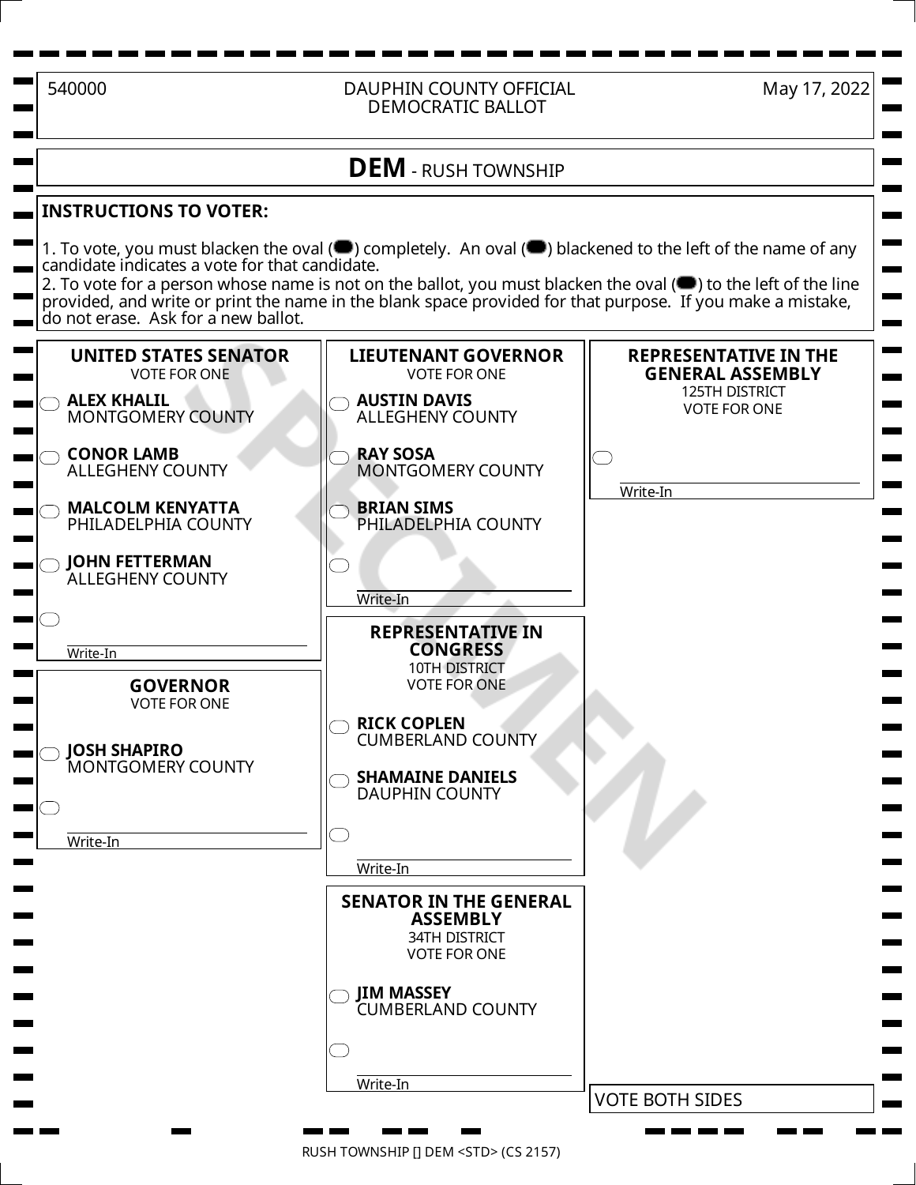540000 — DAUPHIN COUNTY OFFICIAL DEMOCRATIC BALLOT — May 17, 2022

# **DEM** - RUSH TOWNSHIP

**INSTRUCTIONS TO VOTER:**

1. To vote, you must blacken the oval (⬬) completely. An oval (⬬) blackened to the left of the name of any candidate indicates a vote for that candidate.
2. To vote for a person whose name is not on the ballot, you must blacken the oval (⬬) to the left of the line provided, and write or print the name in the blank space provided for that purpose. If you make a mistake, do not erase. Ask for a new ballot.

## UNITED STATES SENATOR
VOTE FOR ONE

- ⬭ **ALEX KHALIL** MONTGOMERY COUNTY
- ⬭ **CONOR LAMB** ALLEGHENY COUNTY
- ⬭ **MALCOLM KENYATTA** PHILADELPHIA COUNTY
- ⬭ **JOHN FETTERMAN** ALLEGHENY COUNTY
- ⬭ ____________ Write-In

## GOVERNOR
VOTE FOR ONE

- ⬭ **JOSH SHAPIRO** MONTGOMERY COUNTY
- ⬭ ____________ Write-In

## LIEUTENANT GOVERNOR
VOTE FOR ONE

- ⬭ **AUSTIN DAVIS** ALLEGHENY COUNTY
- ⬭ **RAY SOSA** MONTGOMERY COUNTY
- ⬭ **BRIAN SIMS** PHILADELPHIA COUNTY
- ⬭ ____________ Write-In

## REPRESENTATIVE IN CONGRESS
10TH DISTRICT
VOTE FOR ONE

- ⬭ **RICK COPLEN** CUMBERLAND COUNTY
- ⬭ **SHAMAINE DANIELS** DAUPHIN COUNTY
- ⬭ ____________ Write-In

## SENATOR IN THE GENERAL ASSEMBLY
34TH DISTRICT
VOTE FOR ONE

- ⬭ **JIM MASSEY** CUMBERLAND COUNTY
- ⬭ ____________ Write-In

## REPRESENTATIVE IN THE GENERAL ASSEMBLY
125TH DISTRICT
VOTE FOR ONE

- ⬭ ____________ Write-In

VOTE BOTH SIDES

RUSH TOWNSHIP [] DEM <STD> (CS 2157)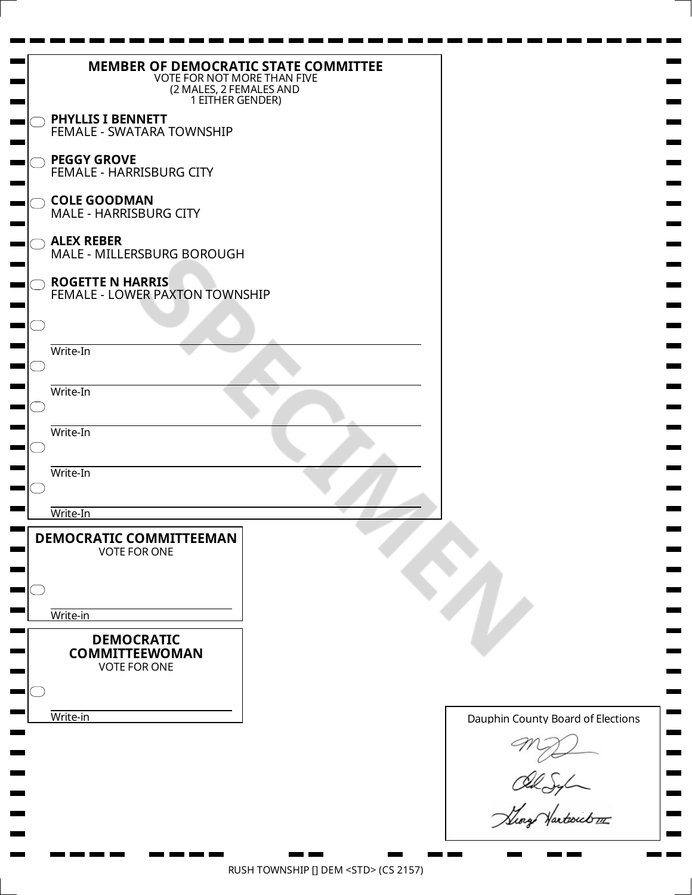## MEMBER OF DEMOCRATIC STATE COMMITTEE

VOTE FOR NOT MORE THAN FIVE
(2 MALES, 2 FEMALES AND
1 EITHER GENDER)

- **PHYLLIS I BENNETT**
  FEMALE - SWATARA TOWNSHIP
- **PEGGY GROVE**
  FEMALE - HARRISBURG CITY
- **COLE GOODMAN**
  MALE - HARRISBURG CITY
- **ALEX REBER**
  MALE - MILLERSBURG BOROUGH
- **ROGETTE N HARRIS**
  FEMALE - LOWER PAXTON TOWNSHIP
- Write-In
- Write-In
- Write-In
- Write-In
- Write-In

## DEMOCRATIC COMMITTEEMAN

VOTE FOR ONE

- Write-in

## DEMOCRATIC COMMITTEEWOMAN

VOTE FOR ONE

- Write-in

SPECIMEN

Dauphin County Board of Elections

RUSH TOWNSHIP [] DEM <STD> (CS 2157)